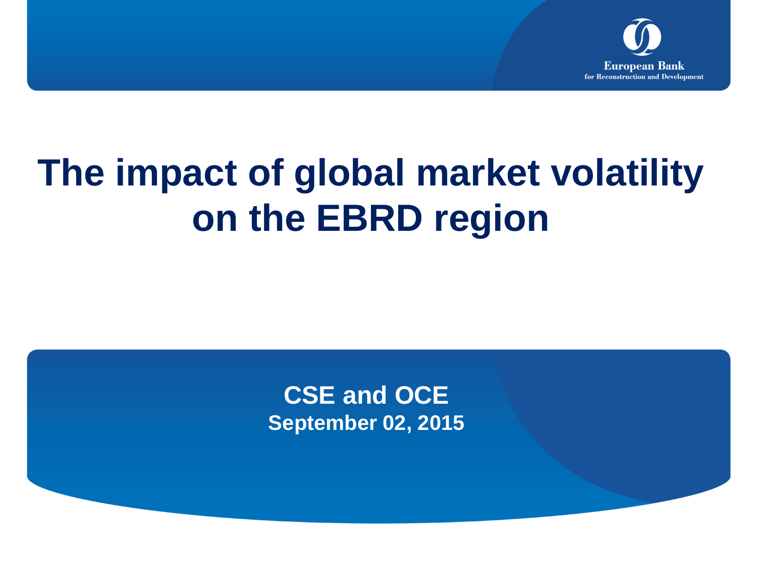European Bank for Reconstruction and Development

# The impact of global market volatility on the EBRD region

**CSE and OCE**
**September 02, 2015**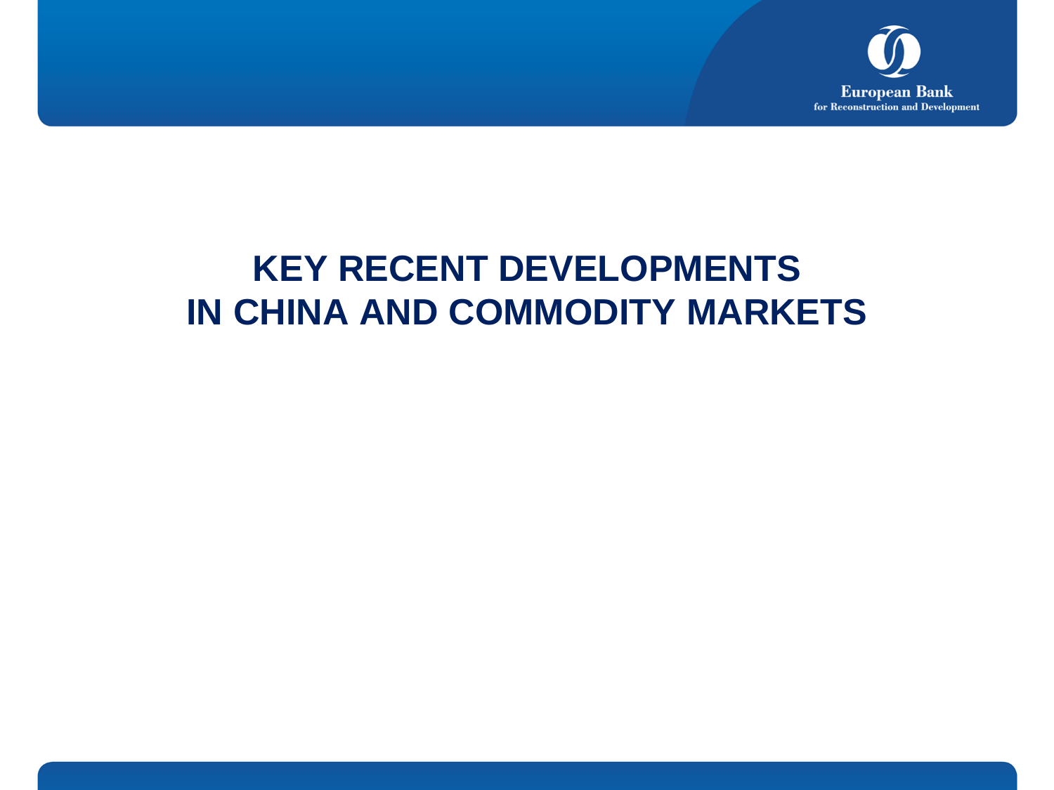# KEY RECENT DEVELOPMENTS IN CHINA AND COMMODITY MARKETS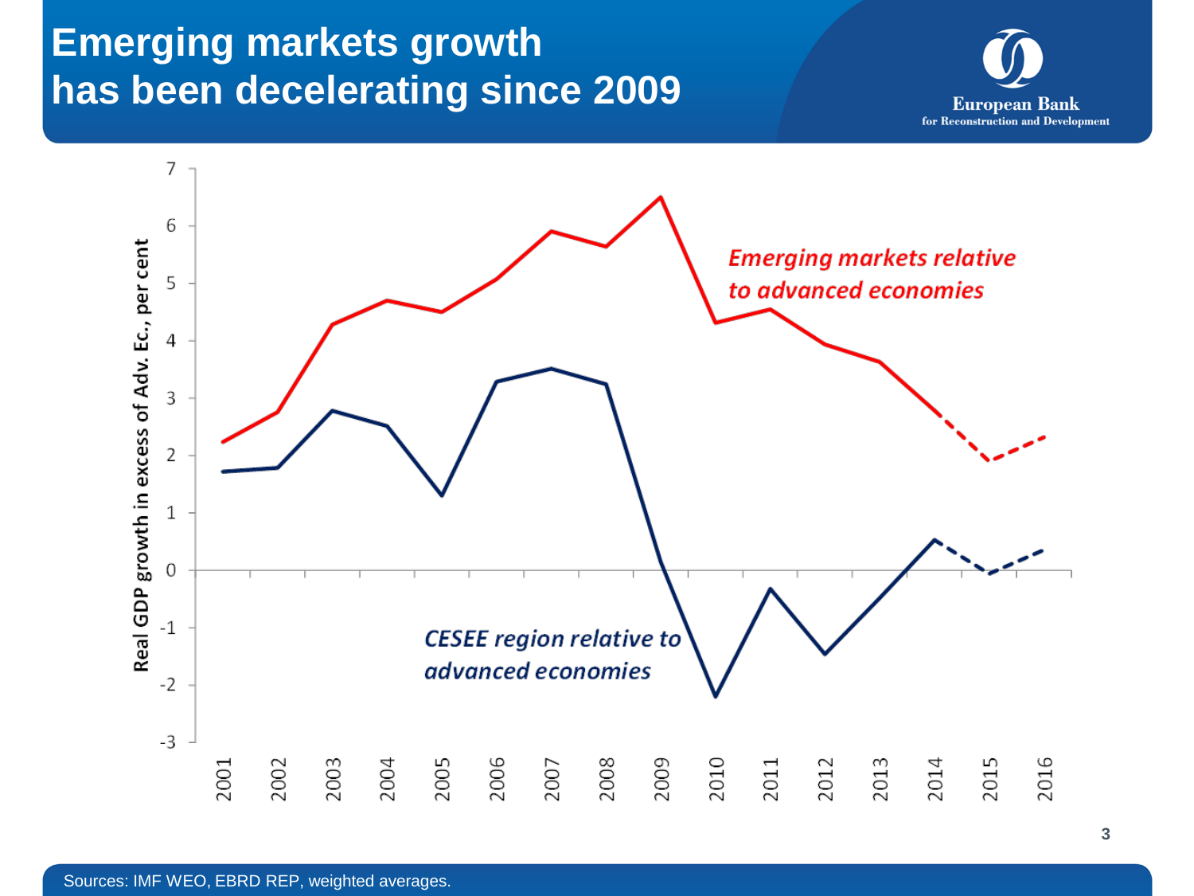# Emerging markets growth has been decelerating since 2009

European Bank for Reconstruction and Development

Real GDP growth in excess of Adv. Ec., per cent

*Emerging markets relative to advanced economies*

*CESEE region relative to advanced economies*

2001 2002 2003 2004 2005 2006 2007 2008 2009 2010 2011 2012 2013 2014 2015 2016

Sources: IMF WEO, EBRD REP, weighted averages.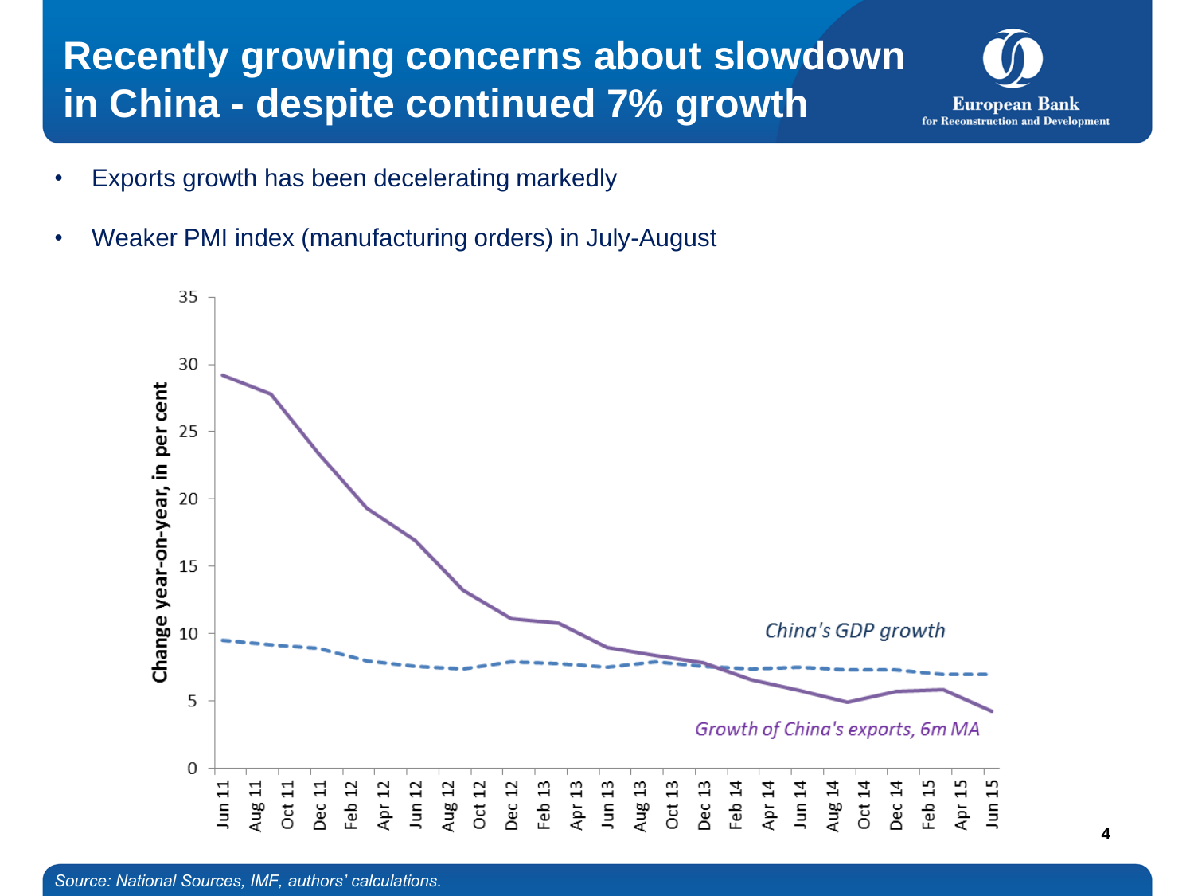# Recently growing concerns about slowdown in China - despite continued 7% growth

- Exports growth has been decelerating markedly
- Weaker PMI index (manufacturing orders) in July-August

*Source: National Sources, IMF, authors' calculations.*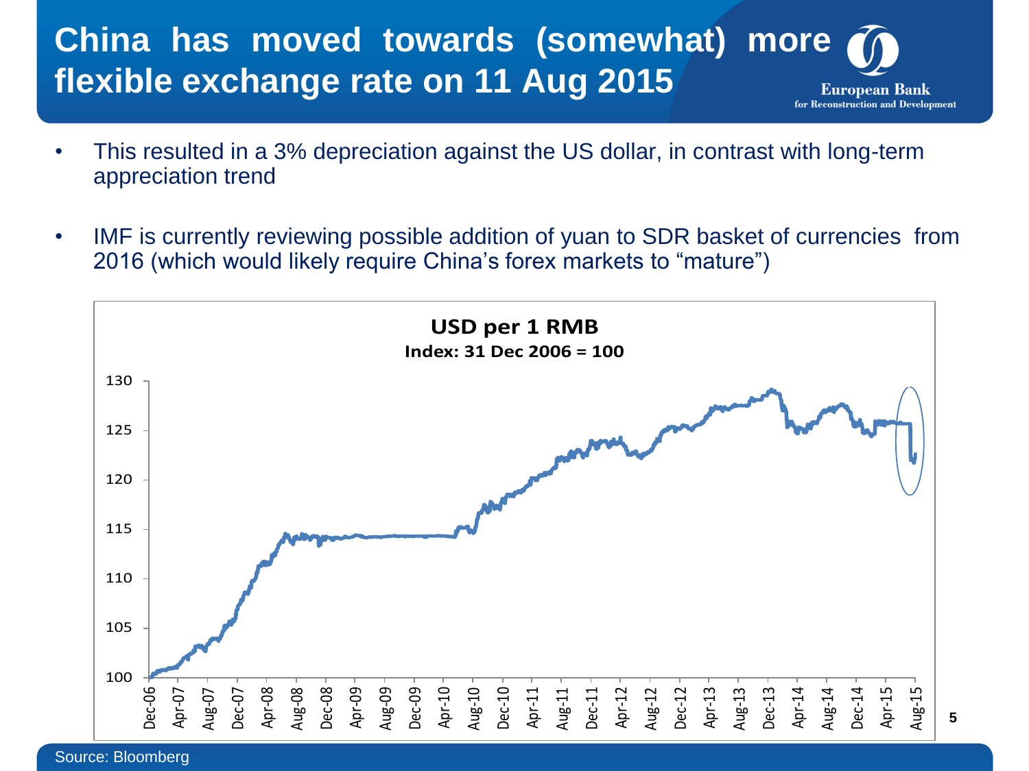# China has moved towards (somewhat) more flexible exchange rate on 11 Aug 2015

- This resulted in a 3% depreciation against the US dollar, in contrast with long-term appreciation trend
- IMF is currently reviewing possible addition of yuan to SDR basket of currencies from 2016 (which would likely require China's forex markets to "mature")

**USD per 1 RMB**
**Index: 31 Dec 2006 = 100**

Source: Bloomberg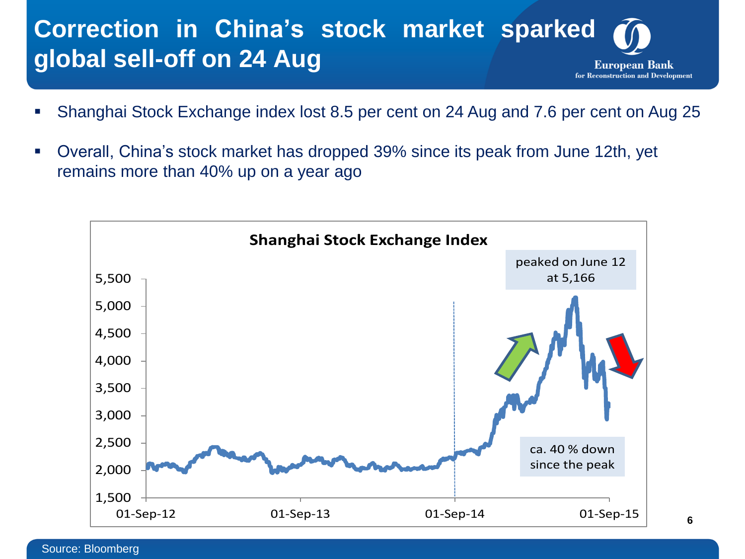# Correction in China's stock market sparked global sell-off on 24 Aug

- Shanghai Stock Exchange index lost 8.5 per cent on 24 Aug and 7.6 per cent on Aug 25
- Overall, China's stock market has dropped 39% since its peak from June 12th, yet remains more than 40% up on a year ago

**Shanghai Stock Exchange Index**

peaked on June 12 at 5,166

ca. 40 % down since the peak

Source: Bloomberg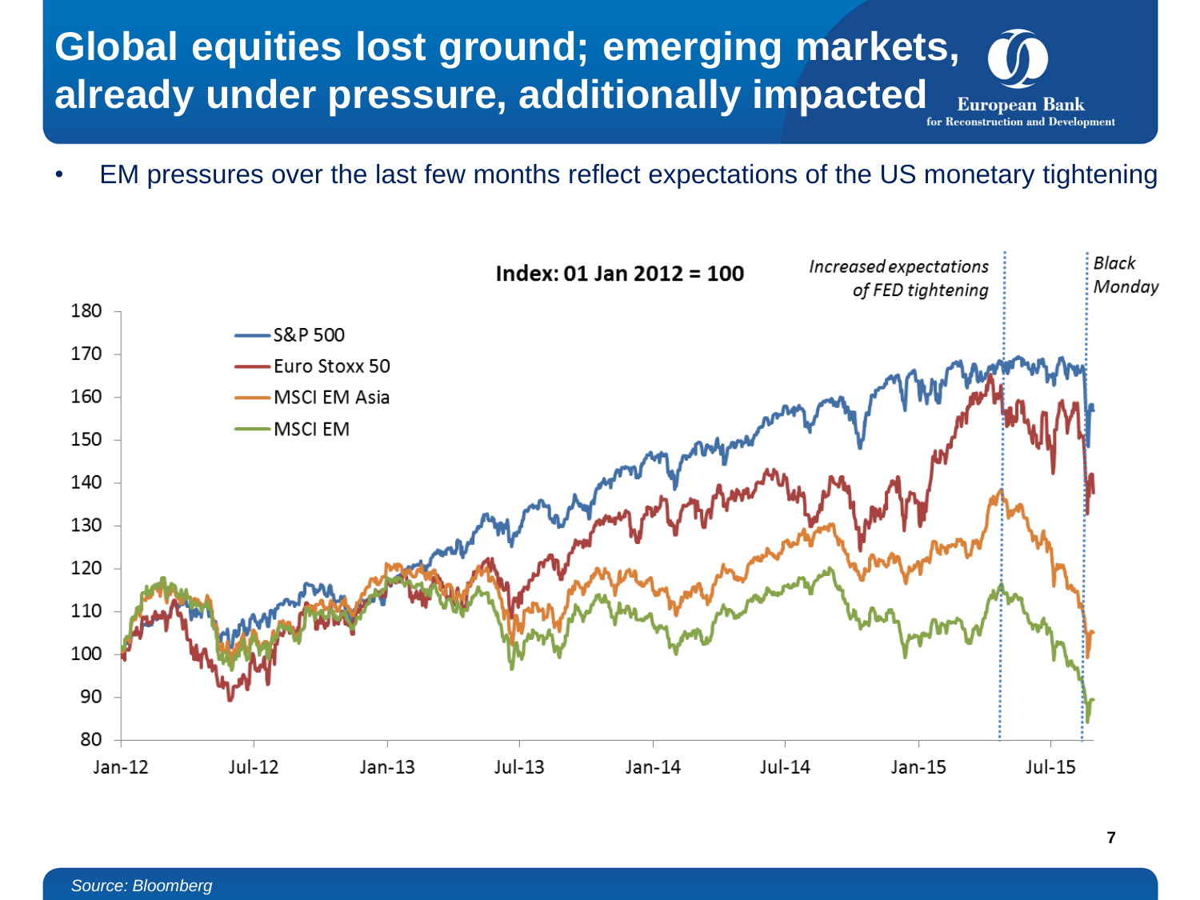# Global equities lost ground; emerging markets, already under pressure, additionally impacted

- EM pressures over the last few months reflect expectations of the US monetary tightening

**Index: 01 Jan 2012 = 100**

*Increased expectations of FED tightening*

*Black Monday*

Legend: S&P 500, Euro Stoxx 50, MSCI EM Asia, MSCI EM

*Source: Bloomberg*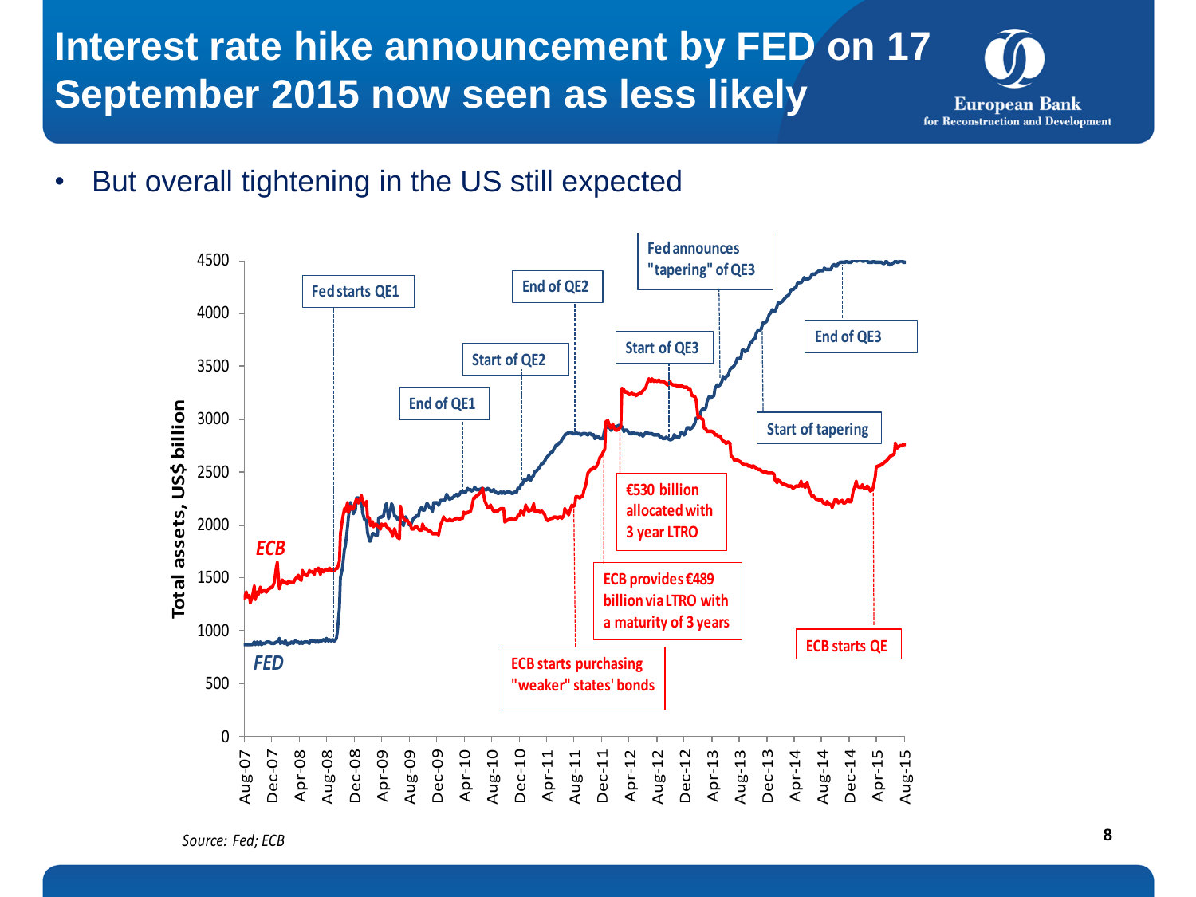# Interest rate hike announcement by FED on 17 September 2015 now seen as less likely

- But overall tightening in the US still expected

Source: Fed; ECB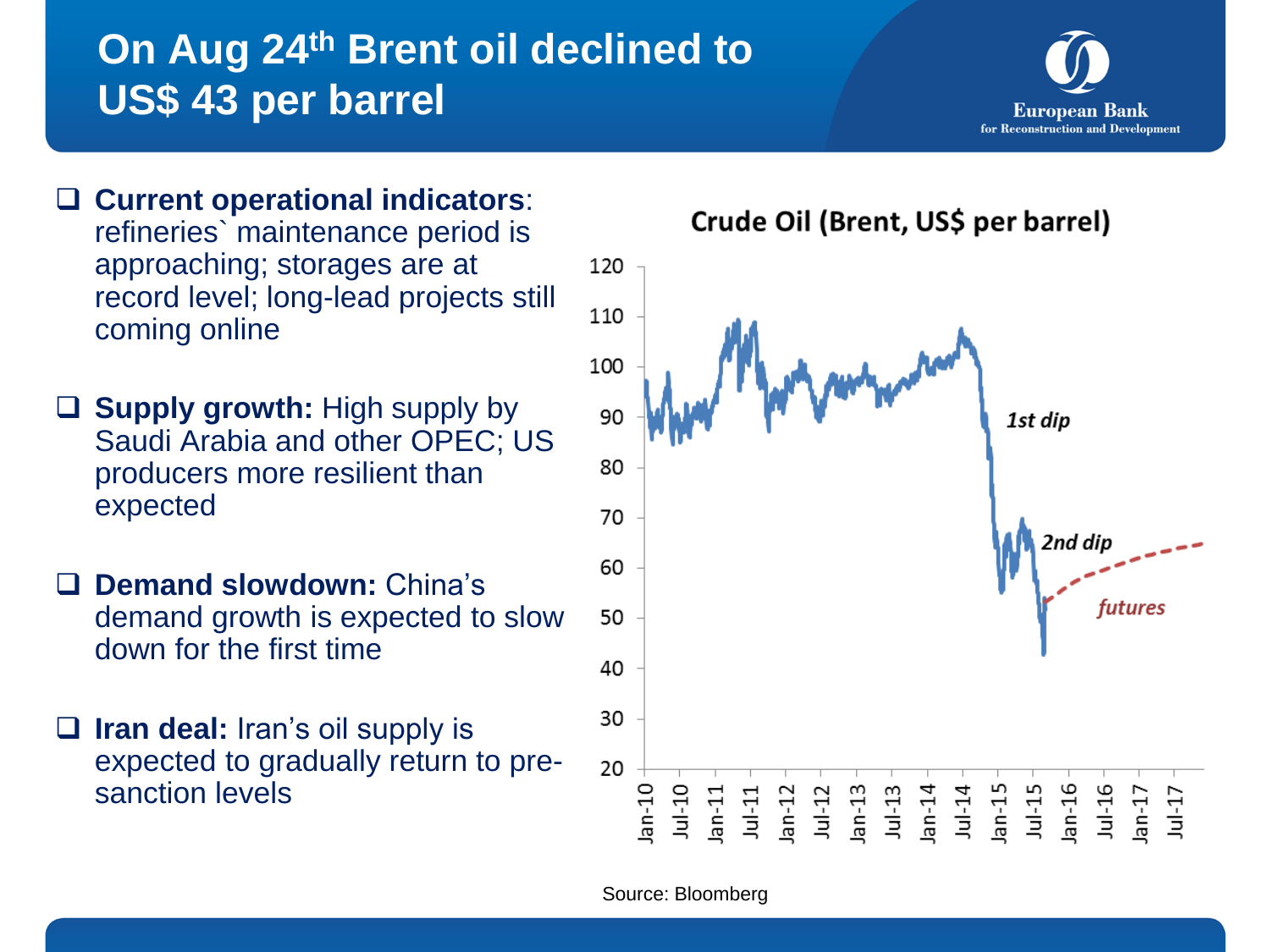# On Aug 24th Brent oil declined to US$ 43 per barrel

- **Current operational indicators**: refineries` maintenance period is approaching; storages are at record level; long-lead projects still coming online
- **Supply growth:** High supply by Saudi Arabia and other OPEC; US producers more resilient than expected
- **Demand slowdown:** China's demand growth is expected to slow down for the first time
- **Iran deal:** Iran's oil supply is expected to gradually return to pre-sanction levels

**Crude Oil (Brent, US$ per barrel)**

Chart annotations: *1st dip*, *2nd dip*, *futures*

Source: Bloomberg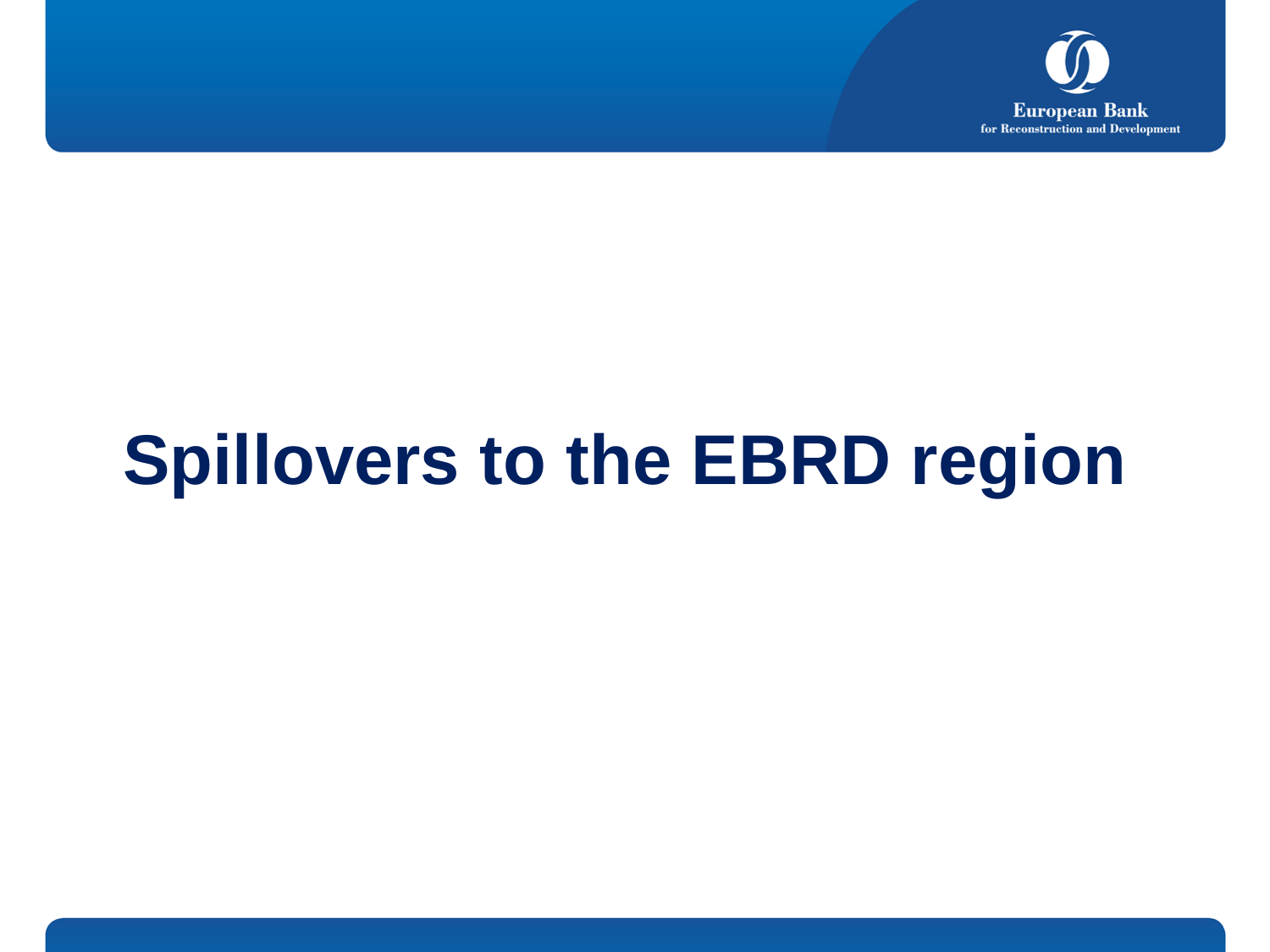# Spillovers to the EBRD region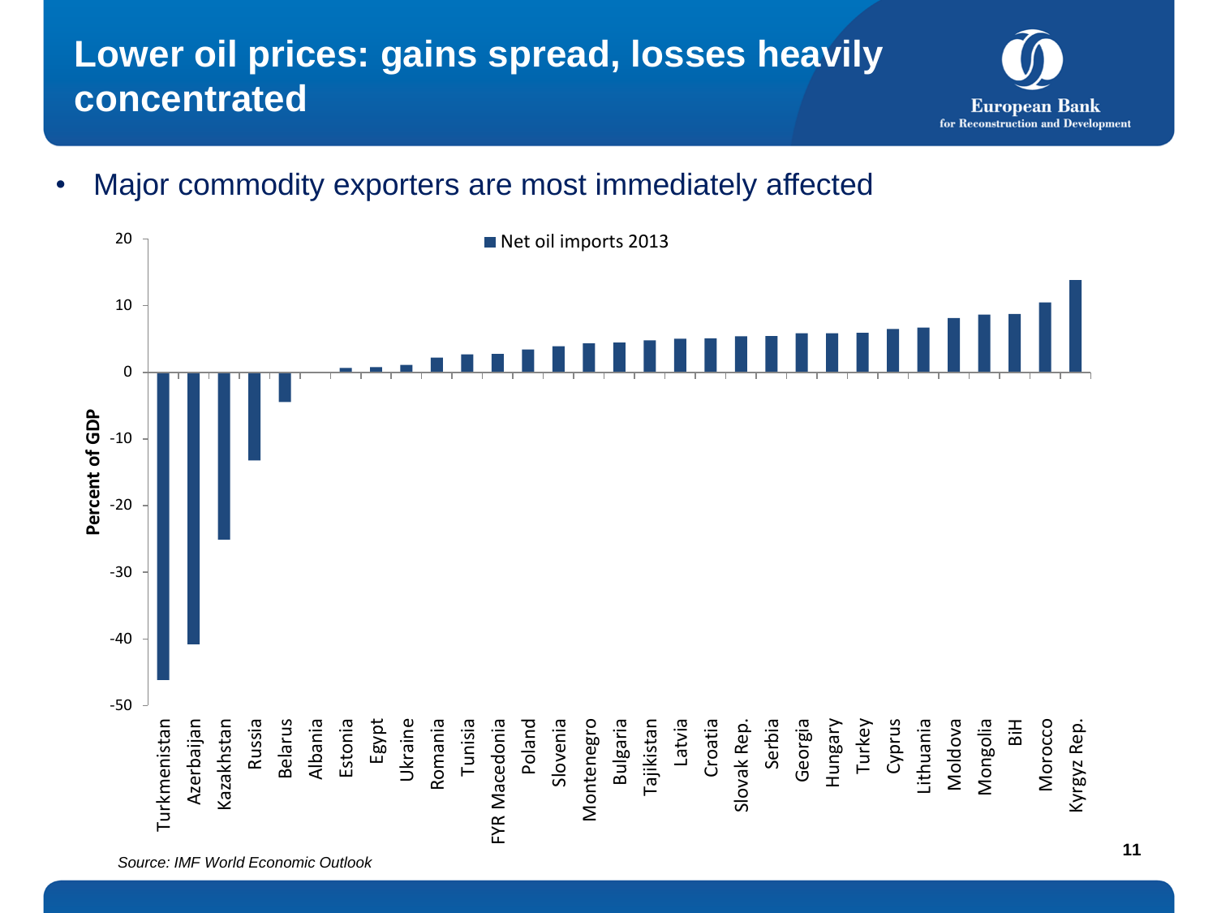# Lower oil prices: gains spread, losses heavily concentrated

- Major commodity exporters are most immediately affected

Net oil imports 2013

Percent of GDP

| Country | Net oil imports 2013 (approx., % of GDP) |
|---|---|
| Turkmenistan | -46 |
| Azerbaijan | -41 |
| Kazakhstan | -25 |
| Russia | -13 |
| Belarus | -4.5 |
| Albania | 0 |
| Estonia | 0.5 |
| Egypt | 0.7 |
| Ukraine | 1 |
| Romania | 2 |
| Tunisia | 2.5 |
| FYR Macedonia | 2.7 |
| Poland | 3.3 |
| Slovenia | 3.8 |
| Montenegro | 4.2 |
| Bulgaria | 4.4 |
| Tajikistan | 4.7 |
| Latvia | 5 |
| Croatia | 5 |
| Slovak Rep. | 5.3 |
| Serbia | 5.4 |
| Georgia | 5.8 |
| Hungary | 5.8 |
| Turkey | 5.9 |
| Cyprus | 6.4 |
| Lithuania | 6.6 |
| Moldova | 8.1 |
| Mongolia | 8.6 |
| BiH | 8.7 |
| Morocco | 10.4 |
| Kyrgyz Rep. | 13.8 |

*Source: IMF World Economic Outlook*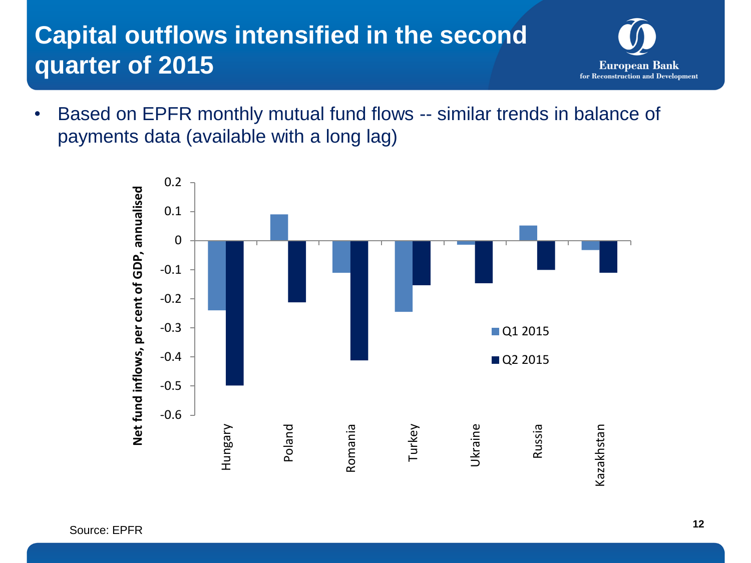# Capital outflows intensified in the second quarter of 2015

- Based on EPFR monthly mutual fund flows -- similar trends in balance of payments data (available with a long lag)

| Country | Q1 2015 | Q2 2015 |
|---|---|---|
| Hungary | -0.24 | -0.50 |
| Poland | 0.09 | -0.21 |
| Romania | -0.11 | -0.41 |
| Turkey | -0.25 | -0.15 |
| Ukraine | -0.01 | -0.15 |
| Russia | 0.05 | -0.10 |
| Kazakhstan | -0.03 | -0.11 |

Net fund inflows, per cent of GDP, annualised

Source: EPFR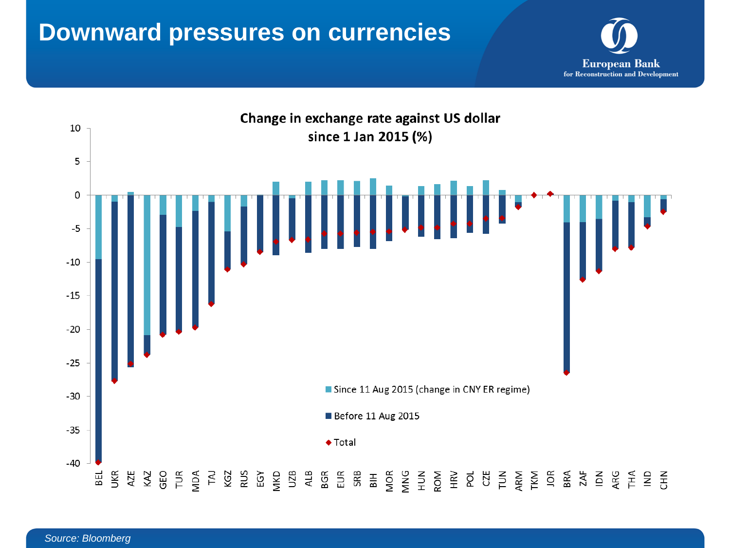# Downward pressures on currencies

European Bank
for Reconstruction and Development

**Change in exchange rate against US dollar since 1 Jan 2015 (%)**

Legend: Since 11 Aug 2015 (change in CNY ER regime); Before 11 Aug 2015; Total

Countries: BEL, UKR, AZE, KAZ, GEO, TUR, MDA, TAJ, KGZ, RUS, EGY, MKD, UZB, ALB, BGR, EUR, SRB, BIH, MOR, MNG, HUN, ROM, HRV, POL, CZE, TUN, ARM, TKM, JOR, BRA, ZAF, IDN, ARG, THA, IND, CHN

*Source: Bloomberg*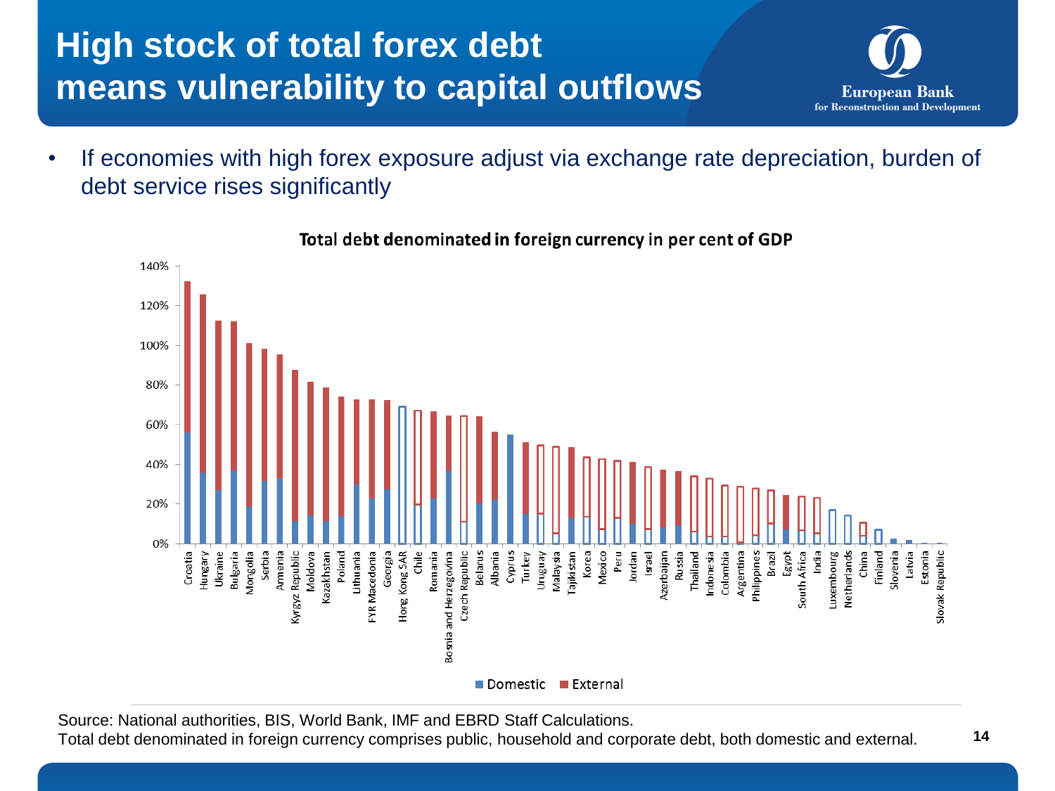# High stock of total forex debt means vulnerability to capital outflows

European Bank for Reconstruction and Development

- If economies with high forex exposure adjust via exchange rate depreciation, burden of debt service rises significantly

**Total debt denominated in foreign currency** in per cent of GDP

Source: National authorities, BIS, World Bank, IMF and EBRD Staff Calculations.
Total debt denominated in foreign currency comprises public, household and corporate debt, both domestic and external.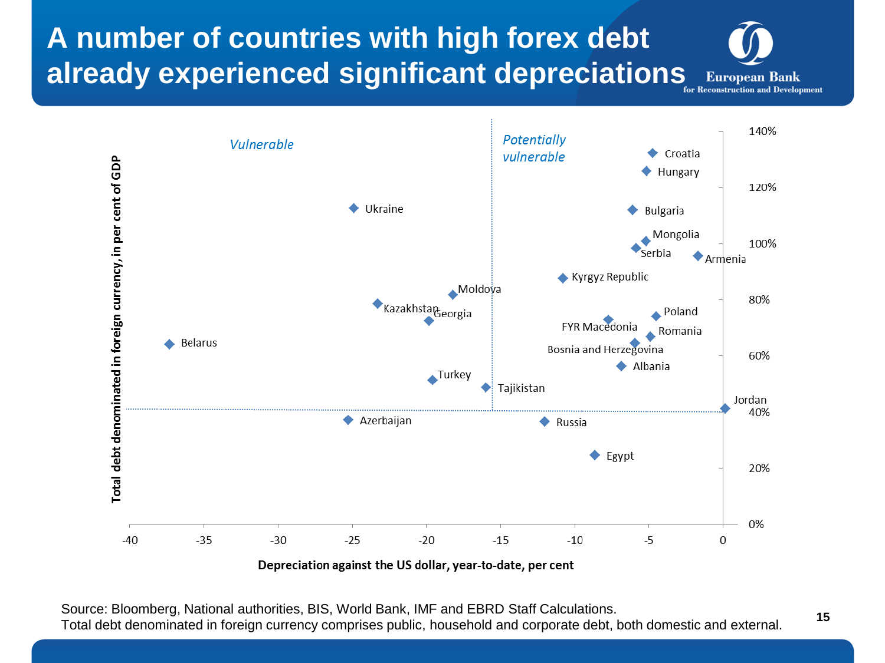# A number of countries with high forex debt already experienced significant depreciations

European Bank for Reconstruction and Development

*Vulnerable*

*Potentially vulnerable*

Croatia, Hungary, Ukraine, Bulgaria, Mongolia, Serbia, Armenia, Kyrgyz Republic, Moldova, Kazakhstan, Georgia, Poland, FYR Macedonia, Romania, Belarus, Bosnia and Herzegovina, Albania, Turkey, Tajikistan, Jordan, Azerbaijan, Russia, Egypt

Total debt denominated in foreign currency, in per cent of GDP: 0%, 20%, 40%, 60%, 80%, 100%, 120%, 140%

Depreciation against the US dollar, year-to-date, per cent: -40, -35, -30, -25, -20, -15, -10, -5, 0

Source: Bloomberg, National authorities, BIS, World Bank, IMF and EBRD Staff Calculations.
Total debt denominated in foreign currency comprises public, household and corporate debt, both domestic and external.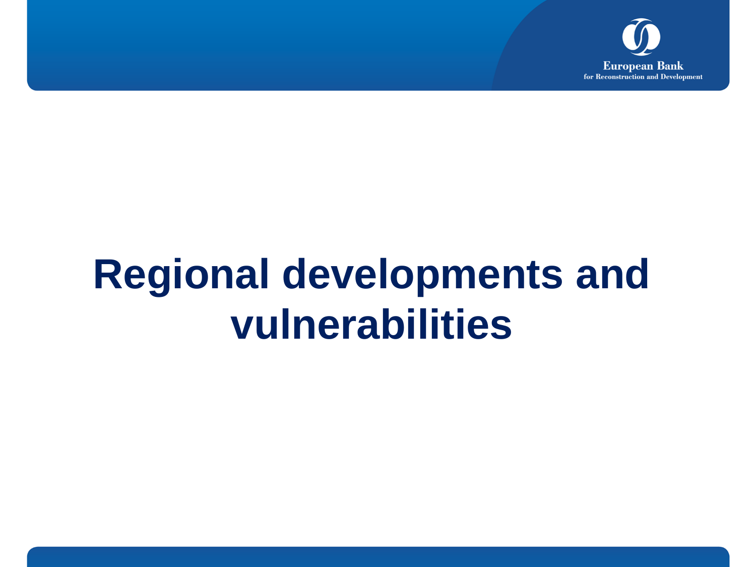# Regional developments and vulnerabilities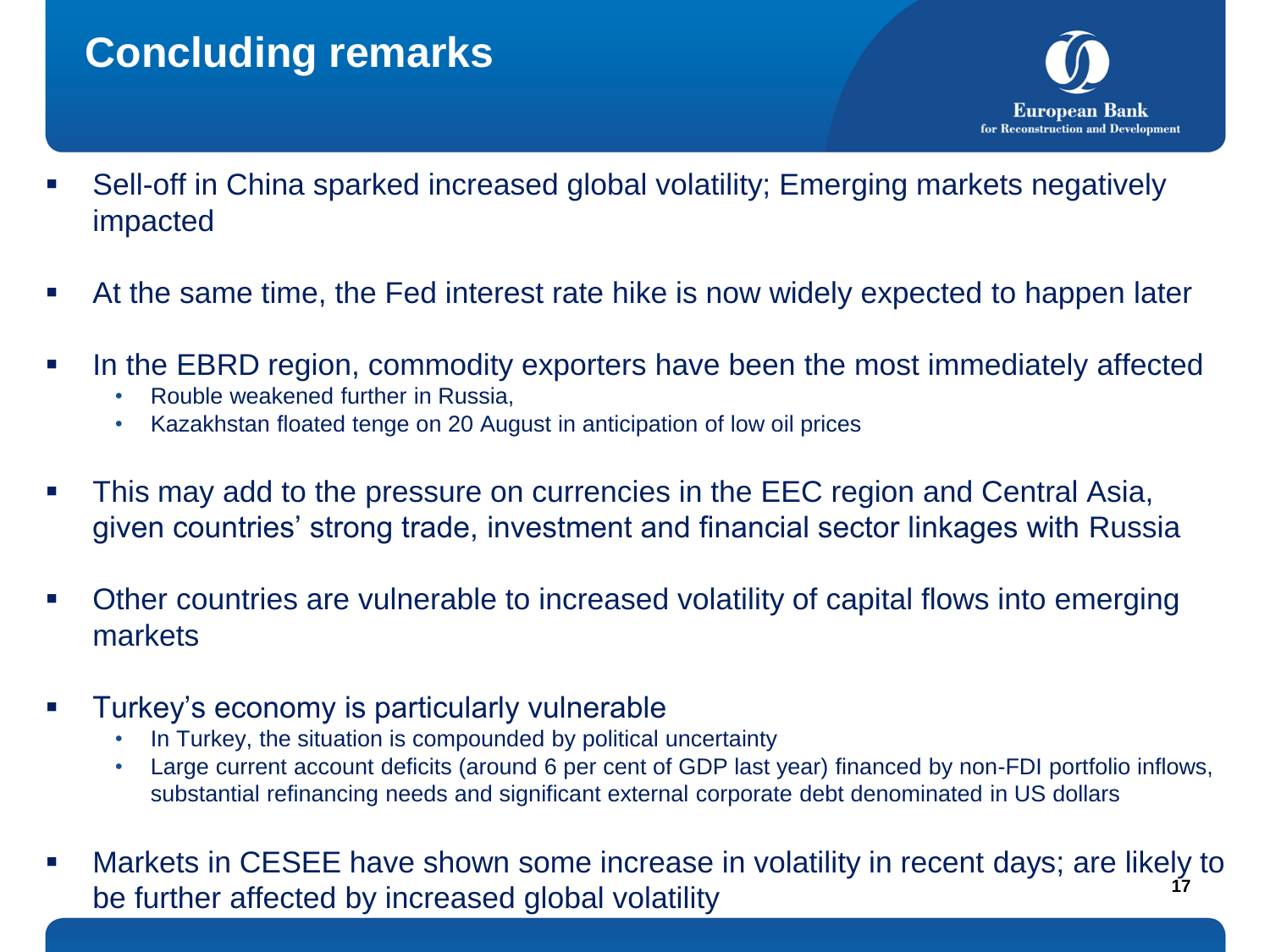# Concluding remarks

- Sell-off in China sparked increased global volatility; Emerging markets negatively impacted
- At the same time, the Fed interest rate hike is now widely expected to happen later
- In the EBRD region, commodity exporters have been the most immediately affected
  - Rouble weakened further in Russia,
  - Kazakhstan floated tenge on 20 August in anticipation of low oil prices
- This may add to the pressure on currencies in the EEC region and Central Asia, given countries' strong trade, investment and financial sector linkages with Russia
- Other countries are vulnerable to increased volatility of capital flows into emerging markets
- Turkey's economy is particularly vulnerable
  - In Turkey, the situation is compounded by political uncertainty
  - Large current account deficits (around 6 per cent of GDP last year) financed by non-FDI portfolio inflows, substantial refinancing needs and significant external corporate debt denominated in US dollars
- Markets in CESEE have shown some increase in volatility in recent days; are likely to be further affected by increased global volatility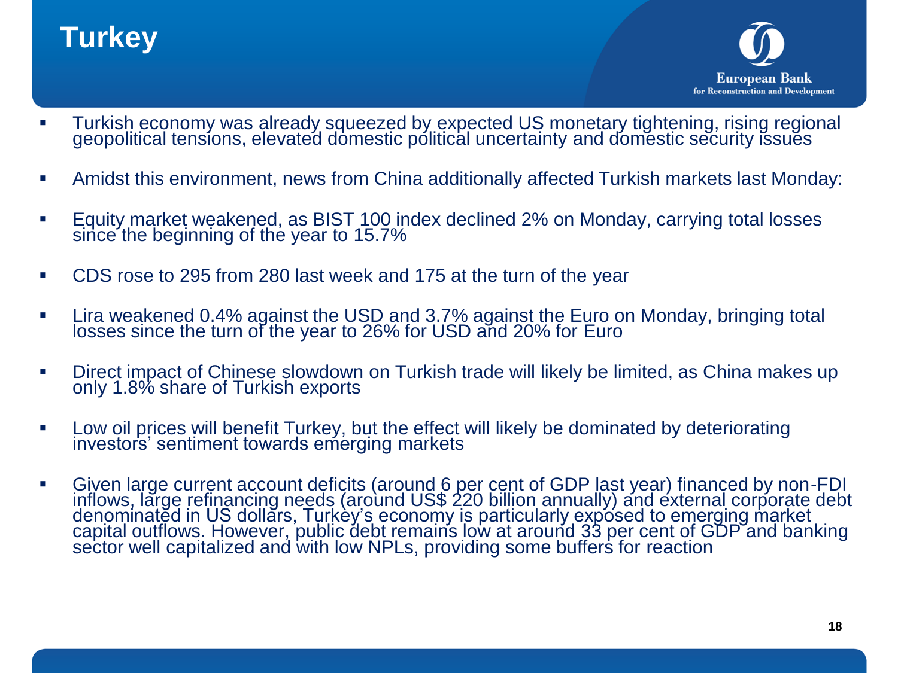# Turkey

- Turkish economy was already squeezed by expected US monetary tightening, rising regional geopolitical tensions, elevated domestic political uncertainty and domestic security issues
- Amidst this environment, news from China additionally affected Turkish markets last Monday:
- Equity market weakened, as BIST 100 index declined 2% on Monday, carrying total losses since the beginning of the year to 15.7%
- CDS rose to 295 from 280 last week and 175 at the turn of the year
- Lira weakened 0.4% against the USD and 3.7% against the Euro on Monday, bringing total losses since the turn of the year to 26% for USD and 20% for Euro
- Direct impact of Chinese slowdown on Turkish trade will likely be limited, as China makes up only 1.8% share of Turkish exports
- Low oil prices will benefit Turkey, but the effect will likely be dominated by deteriorating investors' sentiment towards emerging markets
- Given large current account deficits (around 6 per cent of GDP last year) financed by non-FDI inflows, large refinancing needs (around US$ 220 billion annually) and external corporate debt denominated in US dollars, Turkey's economy is particularly exposed to emerging market capital outflows. However, public debt remains low at around 33 per cent of GDP and banking sector well capitalized and with low NPLs, providing some buffers for reaction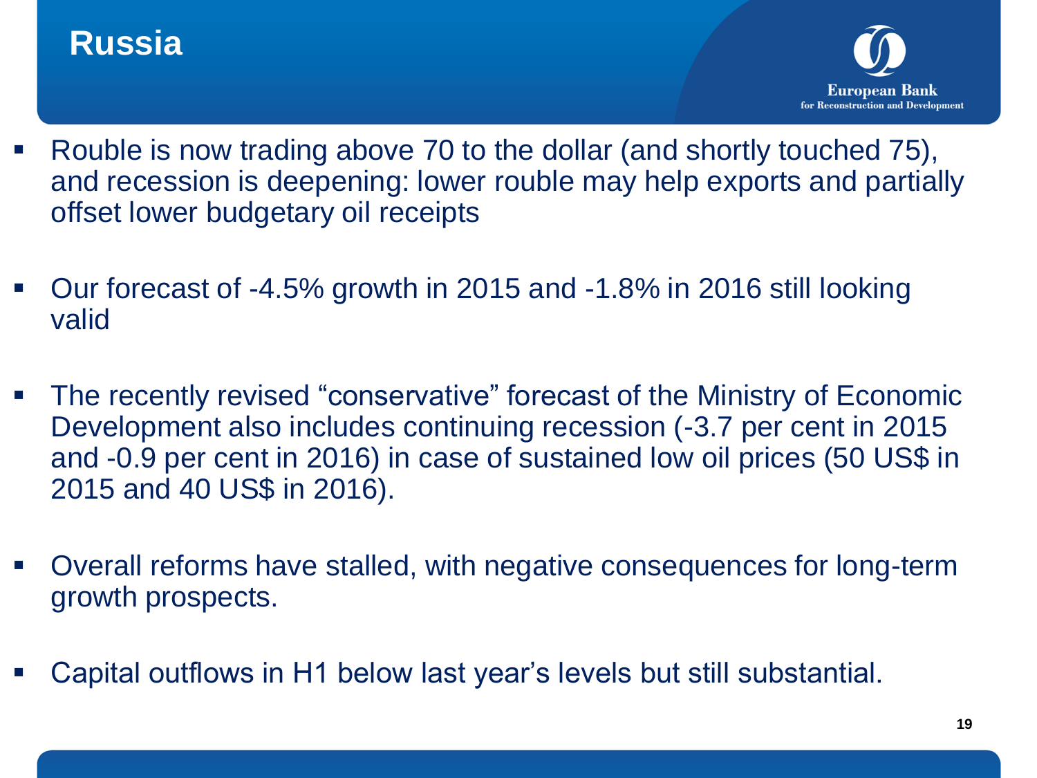# Russia

- Rouble is now trading above 70 to the dollar (and shortly touched 75), and recession is deepening: lower rouble may help exports and partially offset lower budgetary oil receipts

- Our forecast of -4.5% growth in 2015 and -1.8% in 2016 still looking valid

- The recently revised "conservative" forecast of the Ministry of Economic Development also includes continuing recession (-3.7 per cent in 2015 and -0.9 per cent in 2016) in case of sustained low oil prices (50 US$ in 2015 and 40 US$ in 2016).

- Overall reforms have stalled, with negative consequences for long-term growth prospects.

- Capital outflows in H1 below last year's levels but still substantial.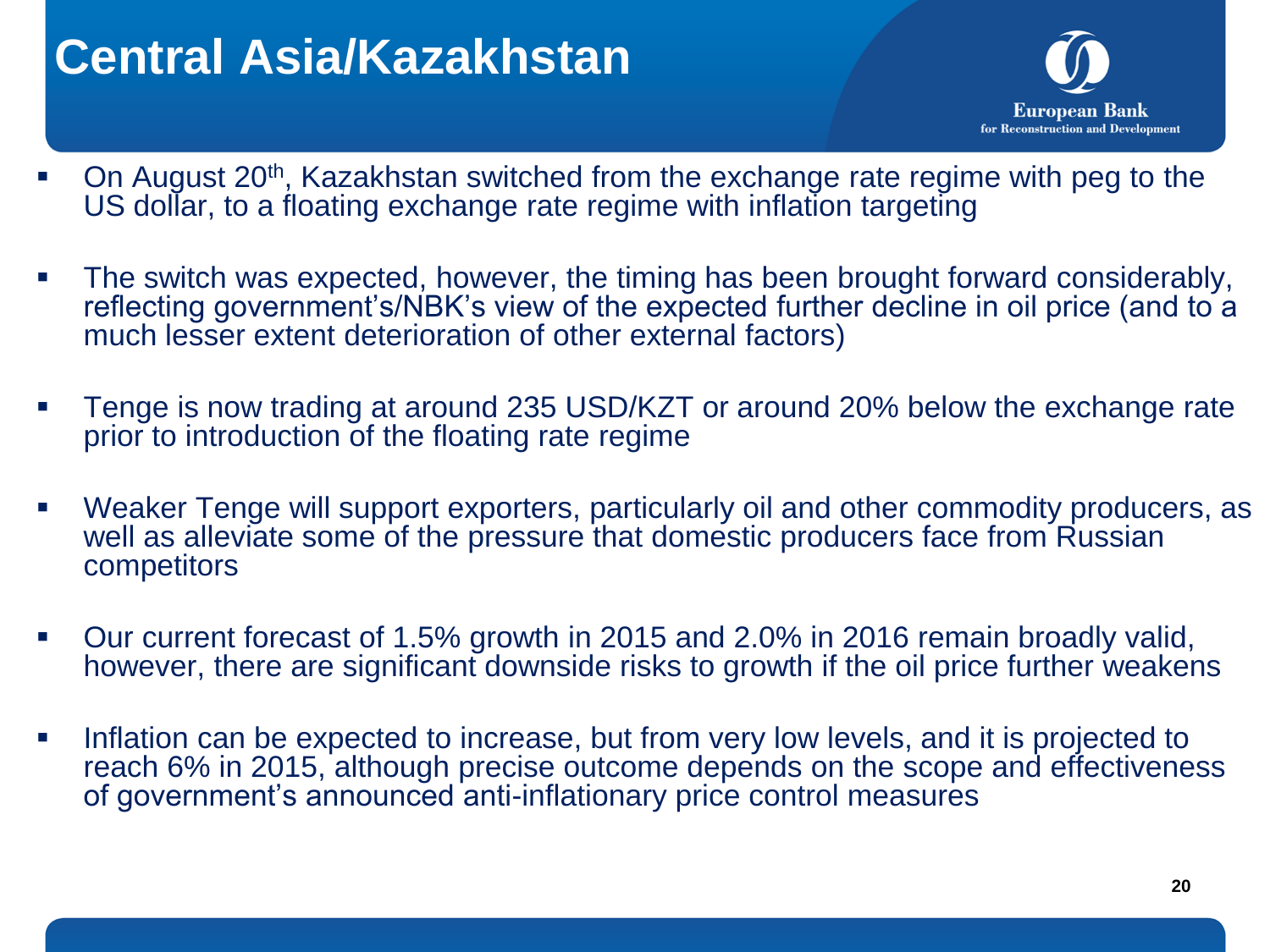# Central Asia/Kazakhstan

- On August 20th, Kazakhstan switched from the exchange rate regime with peg to the US dollar, to a floating exchange rate regime with inflation targeting
- The switch was expected, however, the timing has been brought forward considerably, reflecting government's/NBK's view of the expected further decline in oil price (and to a much lesser extent deterioration of other external factors)
- Tenge is now trading at around 235 USD/KZT or around 20% below the exchange rate prior to introduction of the floating rate regime
- Weaker Tenge will support exporters, particularly oil and other commodity producers, as well as alleviate some of the pressure that domestic producers face from Russian competitors
- Our current forecast of 1.5% growth in 2015 and 2.0% in 2016 remain broadly valid, however, there are significant downside risks to growth if the oil price further weakens
- Inflation can be expected to increase, but from very low levels, and it is projected to reach 6% in 2015, although precise outcome depends on the scope and effectiveness of government's announced anti-inflationary price control measures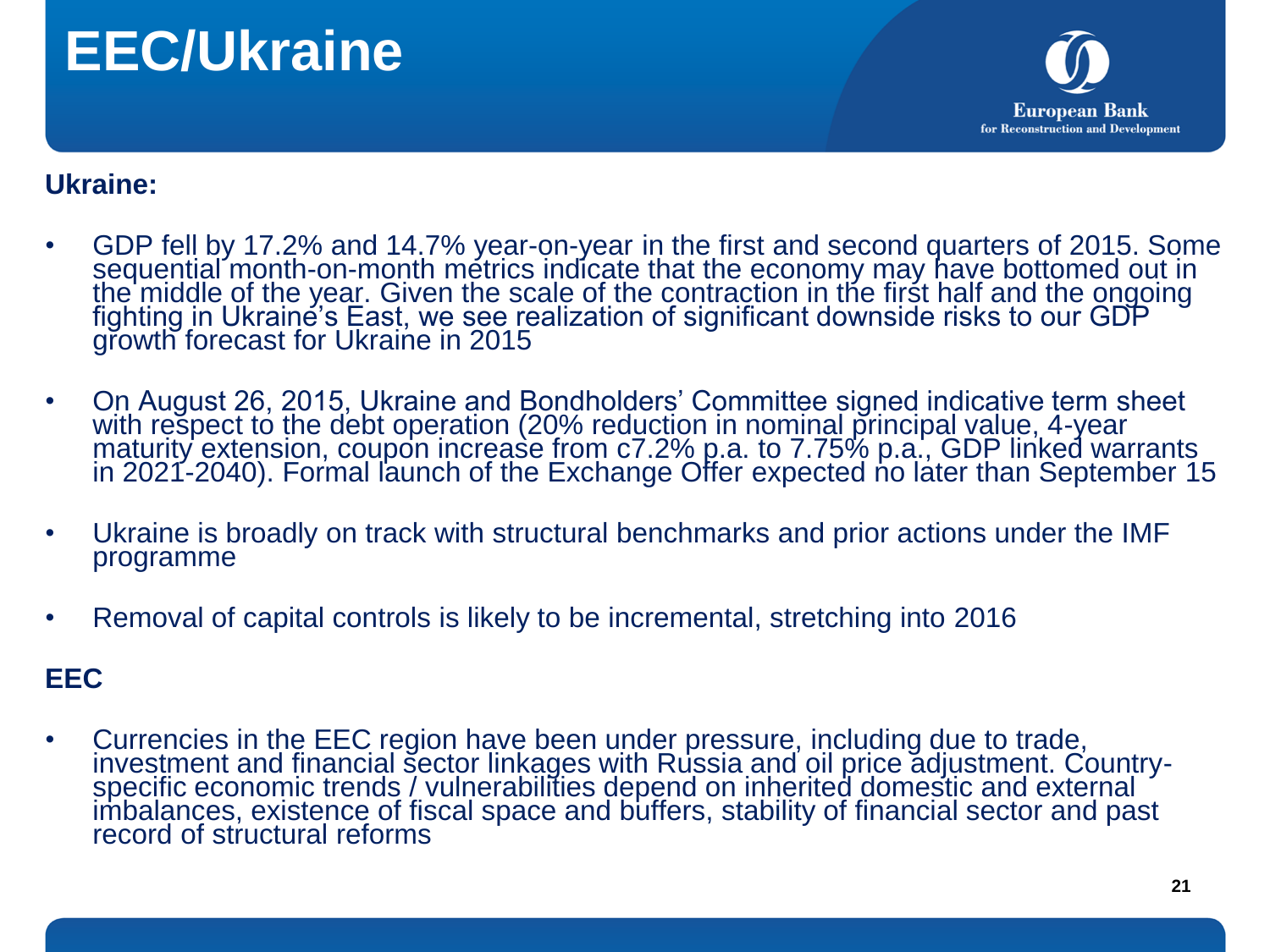# EEC/Ukraine

**Ukraine:**

- GDP fell by 17.2% and 14.7% year-on-year in the first and second quarters of 2015. Some sequential month-on-month metrics indicate that the economy may have bottomed out in the middle of the year. Given the scale of the contraction in the first half and the ongoing fighting in Ukraine's East, we see realization of significant downside risks to our GDP growth forecast for Ukraine in 2015
- On August 26, 2015, Ukraine and Bondholders' Committee signed indicative term sheet with respect to the debt operation (20% reduction in nominal principal value, 4-year maturity extension, coupon increase from c7.2% p.a. to 7.75% p.a., GDP linked warrants in 2021-2040). Formal launch of the Exchange Offer expected no later than September 15
- Ukraine is broadly on track with structural benchmarks and prior actions under the IMF programme
- Removal of capital controls is likely to be incremental, stretching into 2016

**EEC**

- Currencies in the EEC region have been under pressure, including due to trade, investment and financial sector linkages with Russia and oil price adjustment. Country-specific economic trends / vulnerabilities depend on inherited domestic and external imbalances, existence of fiscal space and buffers, stability of financial sector and past record of structural reforms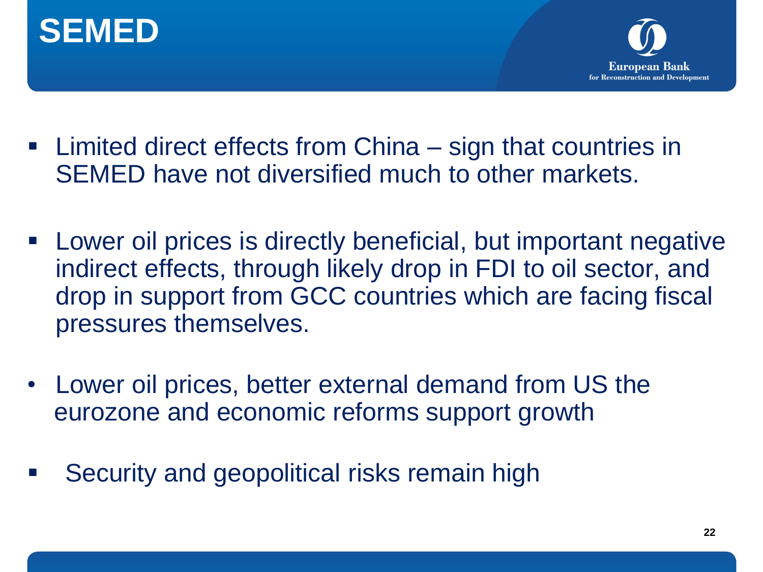# SEMED

- Limited direct effects from China – sign that countries in SEMED have not diversified much to other markets.

- Lower oil prices is directly beneficial, but important negative indirect effects, through likely drop in FDI to oil sector, and drop in support from GCC countries which are facing fiscal pressures themselves.

- Lower oil prices, better external demand from US the eurozone and economic reforms support growth

- Security and geopolitical risks remain high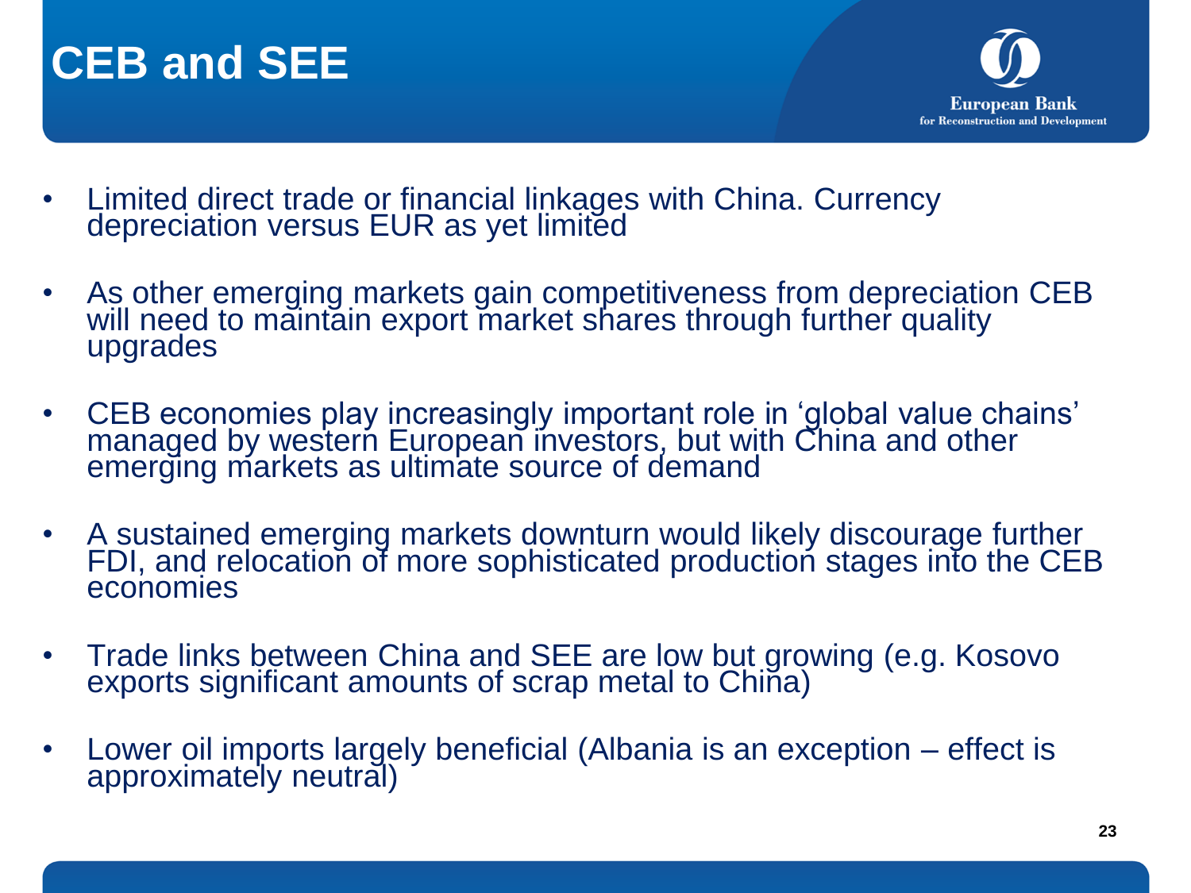# CEB and SEE

- Limited direct trade or financial linkages with China. Currency depreciation versus EUR as yet limited
- As other emerging markets gain competitiveness from depreciation CEB will need to maintain export market shares through further quality upgrades
- CEB economies play increasingly important role in 'global value chains' managed by western European investors, but with China and other emerging markets as ultimate source of demand
- A sustained emerging markets downturn would likely discourage further FDI, and relocation of more sophisticated production stages into the CEB economies
- Trade links between China and SEE are low but growing (e.g. Kosovo exports significant amounts of scrap metal to China)
- Lower oil imports largely beneficial (Albania is an exception – effect is approximately neutral)